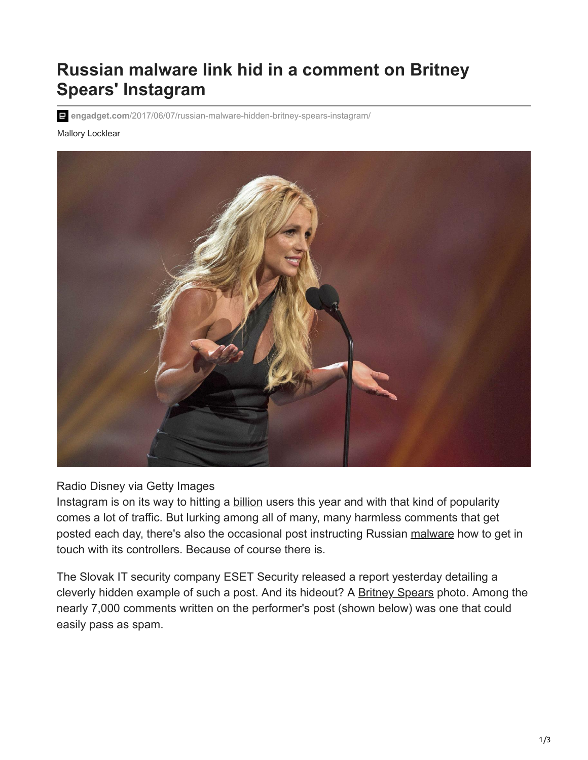# Russian malware link hid in a comment on Britney Spears' Instagram

engadget.com/2017/06/07/russian-malware-hidden-britney-spears-instagram/

Mallory Locklear

Radio Disney via Getty Images

Instagram is on its way to hitting a billion users this year and with that kind of popularity comes a lot of traffic. But lurking among all of many, many harmless comments that get posted each day, there's also the occasional post instructing Russian malware how to get in touch with its controllers. Because of course there is.

The Slovak IT security company ESET Security released a report yesterday detailing a cleverly hidden example of such a post. And its hideout? A Britney Spears photo. Among the nearly 7,000 comments written on the performer's post (shown below) was one that could easily pass as spam.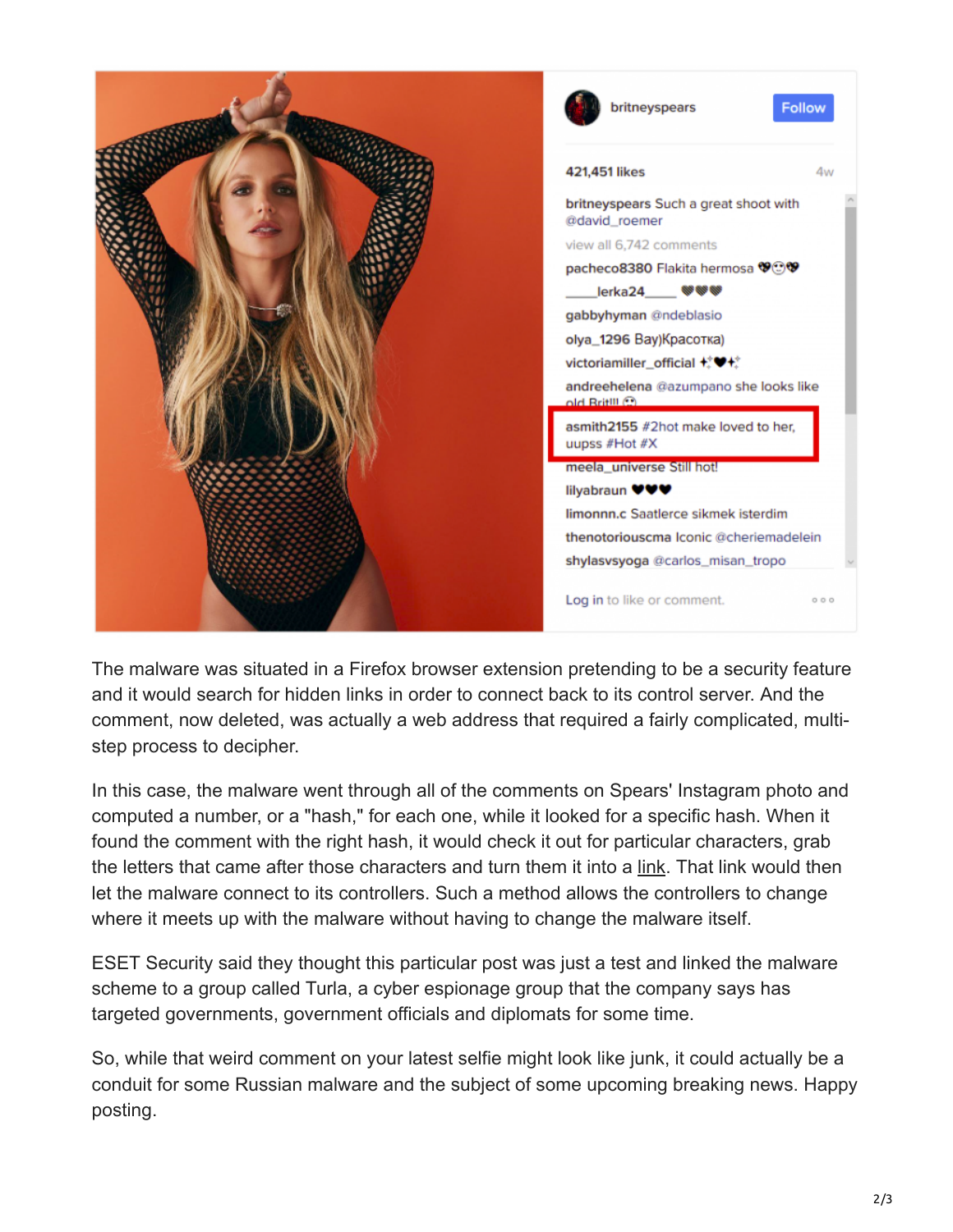The malware was situated in a Firefox browser extension pretending to be a security feature and it would search for hidden links in order to connect back to its control server. And the comment, now deleted, was actually a web address that required a fairly complicated, multi-step process to decipher.

In this case, the malware went through all of the comments on Spears' Instagram photo and computed a number, or a "hash," for each one, while it looked for a specific hash. When it found the comment with the right hash, it would check it out for particular characters, grab the letters that came after those characters and turn them it into a link. That link would then let the malware connect to its controllers. Such a method allows the controllers to change where it meets up with the malware without having to change the malware itself.

ESET Security said they thought this particular post was just a test and linked the malware scheme to a group called Turla, a cyber espionage group that the company says has targeted governments, government officials and diplomats for some time.

So, while that weird comment on your latest selfie might look like junk, it could actually be a conduit for some Russian malware and the subject of some upcoming breaking news. Happy posting.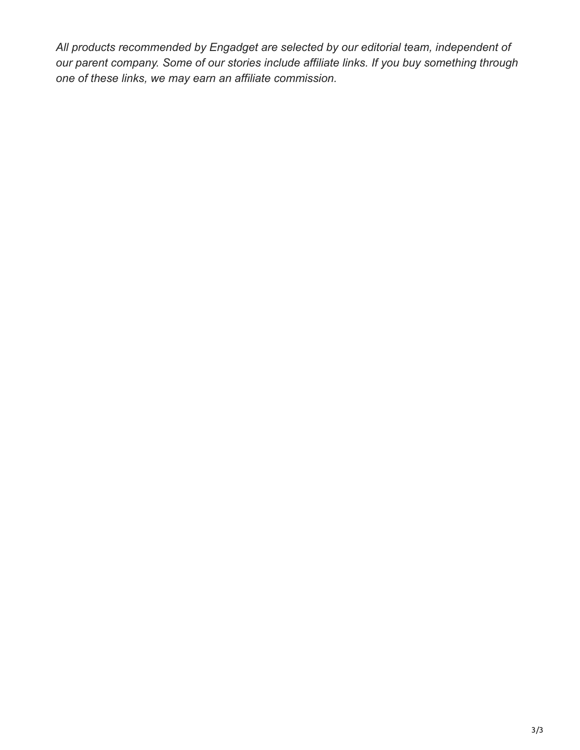*All products recommended by Engadget are selected by our editorial team, independent of our parent company. Some of our stories include affiliate links. If you buy something through one of these links, we may earn an affiliate commission.*